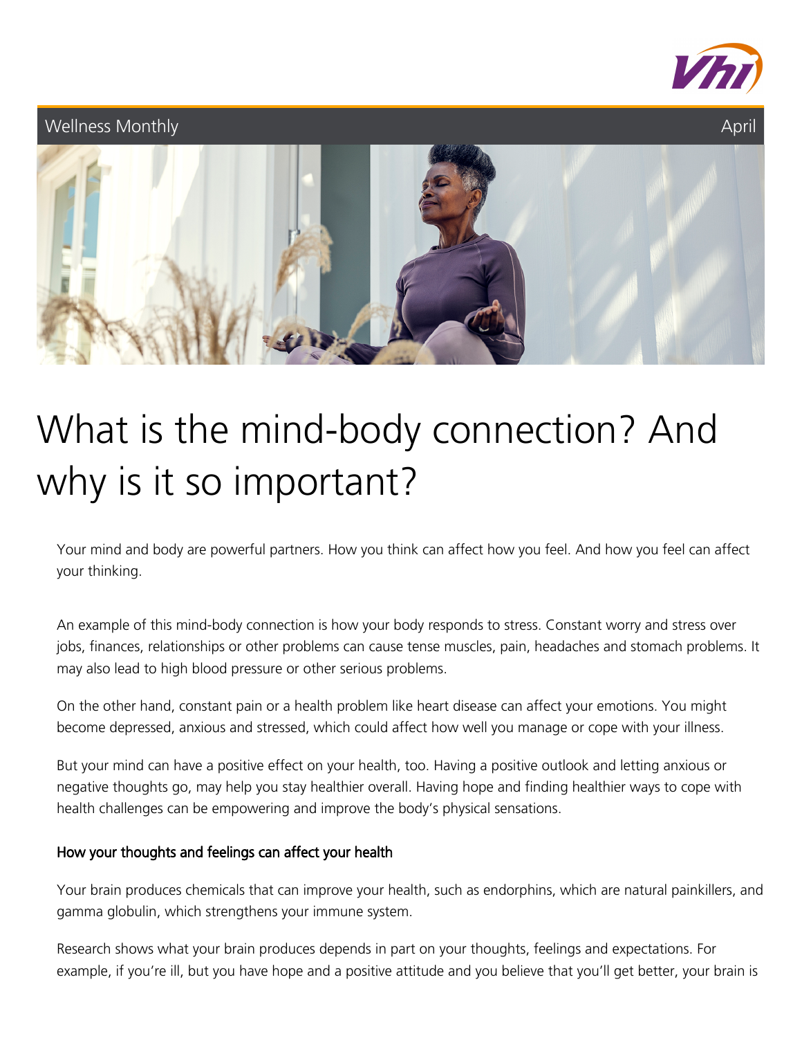Wellness Monthly

April

# What is the mind-body connection? And why is it so important?

Your mind and body are powerful partners. How you think can affect how you feel. And how you feel can affect your thinking.

An example of this mind-body connection is how your body responds to stress. Constant worry and stress over jobs, finances, relationships or other problems can cause tense muscles, pain, headaches and stomach problems. It may also lead to high blood pressure or other serious problems.

On the other hand, constant pain or a health problem like heart disease can affect your emotions. You might become depressed, anxious and stressed, which could affect how well you manage or cope with your illness.

But your mind can have a positive effect on your health, too. Having a positive outlook and letting anxious or negative thoughts go, may help you stay healthier overall. Having hope and finding healthier ways to cope with health challenges can be empowering and improve the body's physical sensations.

## How your thoughts and feelings can affect your health

Your brain produces chemicals that can improve your health, such as endorphins, which are natural painkillers, and gamma globulin, which strengthens your immune system.

Research shows what your brain produces depends in part on your thoughts, feelings and expectations. For example, if you're ill, but you have hope and a positive attitude and you believe that you'll get better, your brain is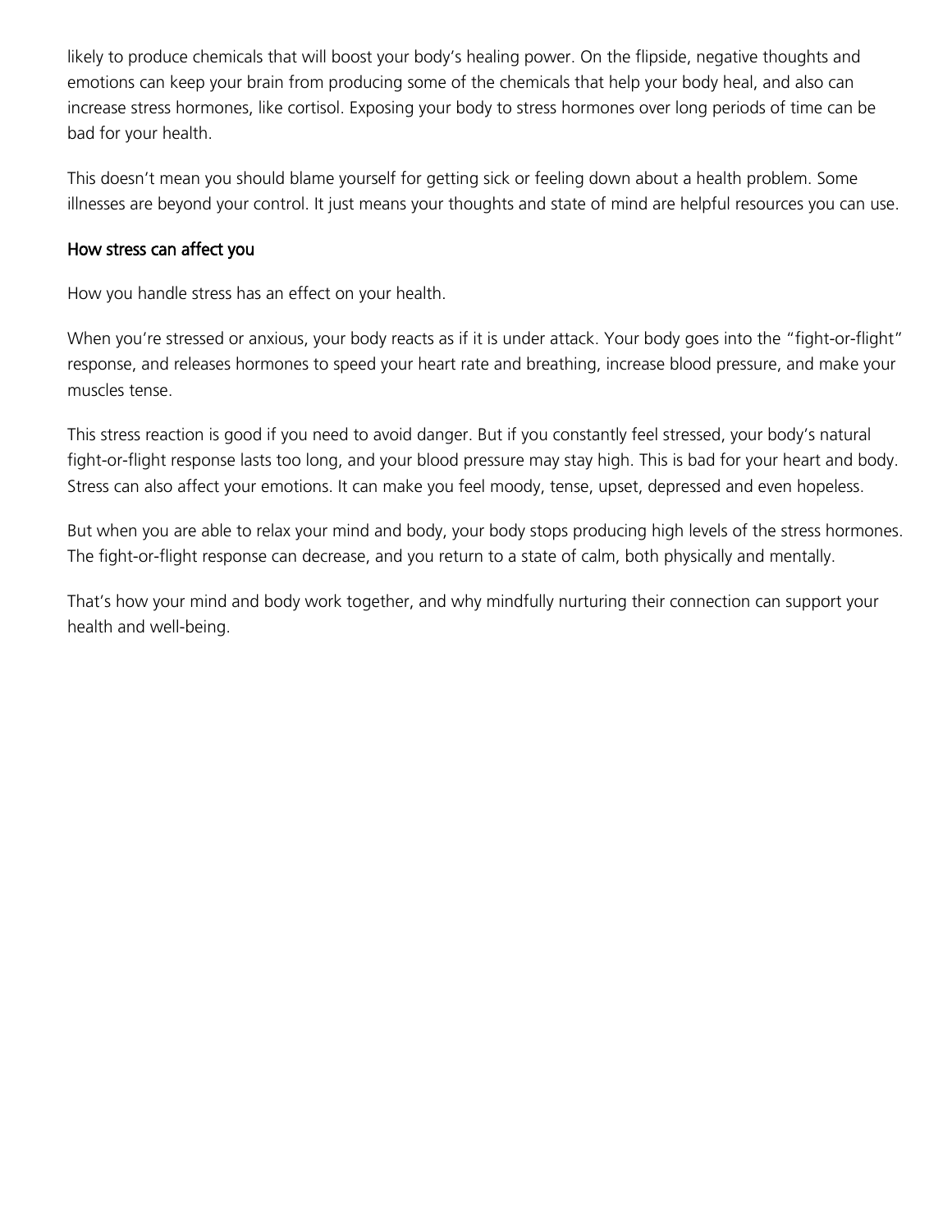likely to produce chemicals that will boost your body's healing power. On the flipside, negative thoughts and emotions can keep your brain from producing some of the chemicals that help your body heal, and also can increase stress hormones, like cortisol. Exposing your body to stress hormones over long periods of time can be bad for your health.

This doesn't mean you should blame yourself for getting sick or feeling down about a health problem. Some illnesses are beyond your control. It just means your thoughts and state of mind are helpful resources you can use.

## How stress can affect you

How you handle stress has an effect on your health.

When you're stressed or anxious, your body reacts as if it is under attack. Your body goes into the "fight-or-flight" response, and releases hormones to speed your heart rate and breathing, increase blood pressure, and make your muscles tense.

This stress reaction is good if you need to avoid danger. But if you constantly feel stressed, your body's natural fight-or-flight response lasts too long, and your blood pressure may stay high. This is bad for your heart and body. Stress can also affect your emotions. It can make you feel moody, tense, upset, depressed and even hopeless.

But when you are able to relax your mind and body, your body stops producing high levels of the stress hormones. The fight-or-flight response can decrease, and you return to a state of calm, both physically and mentally.

That's how your mind and body work together, and why mindfully nurturing their connection can support your health and well-being.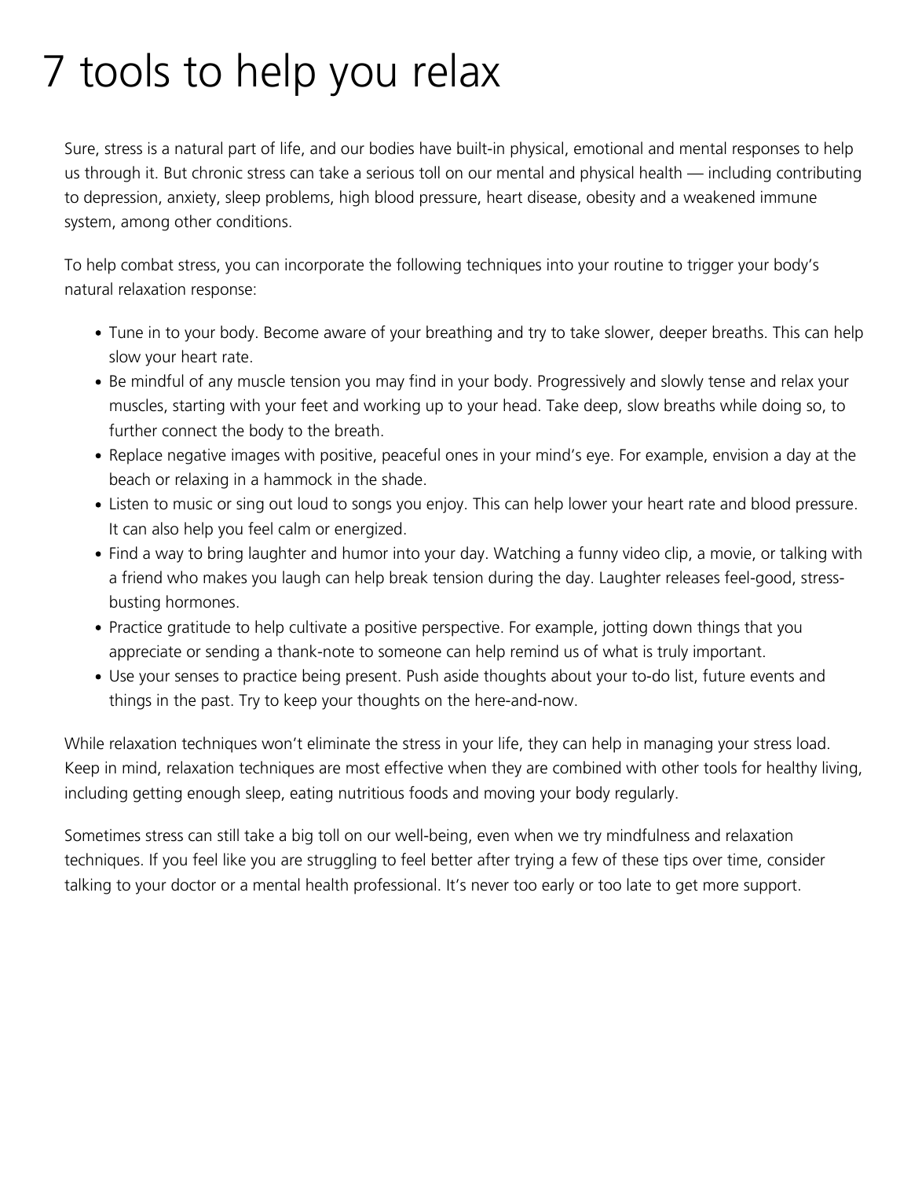# 7 tools to help you relax

Sure, stress is a natural part of life, and our bodies have built-in physical, emotional and mental responses to help us through it. But chronic stress can take a serious toll on our mental and physical health — including contributing to depression, anxiety, sleep problems, high blood pressure, heart disease, obesity and a weakened immune system, among other conditions.

To help combat stress, you can incorporate the following techniques into your routine to trigger your body's natural relaxation response:

- Tune in to your body. Become aware of your breathing and try to take slower, deeper breaths. This can help slow your heart rate.
- Be mindful of any muscle tension you may find in your body. Progressively and slowly tense and relax your muscles, starting with your feet and working up to your head. Take deep, slow breaths while doing so, to further connect the body to the breath.
- Replace negative images with positive, peaceful ones in your mind's eye. For example, envision a day at the beach or relaxing in a hammock in the shade.
- Listen to music or sing out loud to songs you enjoy. This can help lower your heart rate and blood pressure. It can also help you feel calm or energized.
- Find a way to bring laughter and humor into your day. Watching a funny video clip, a movie, or talking with a friend who makes you laugh can help break tension during the day. Laughter releases feel-good, stress-busting hormones.
- Practice gratitude to help cultivate a positive perspective. For example, jotting down things that you appreciate or sending a thank-note to someone can help remind us of what is truly important.
- Use your senses to practice being present. Push aside thoughts about your to-do list, future events and things in the past. Try to keep your thoughts on the here-and-now.

While relaxation techniques won't eliminate the stress in your life, they can help in managing your stress load. Keep in mind, relaxation techniques are most effective when they are combined with other tools for healthy living, including getting enough sleep, eating nutritious foods and moving your body regularly.

Sometimes stress can still take a big toll on our well-being, even when we try mindfulness and relaxation techniques. If you feel like you are struggling to feel better after trying a few of these tips over time, consider talking to your doctor or a mental health professional. It's never too early or too late to get more support.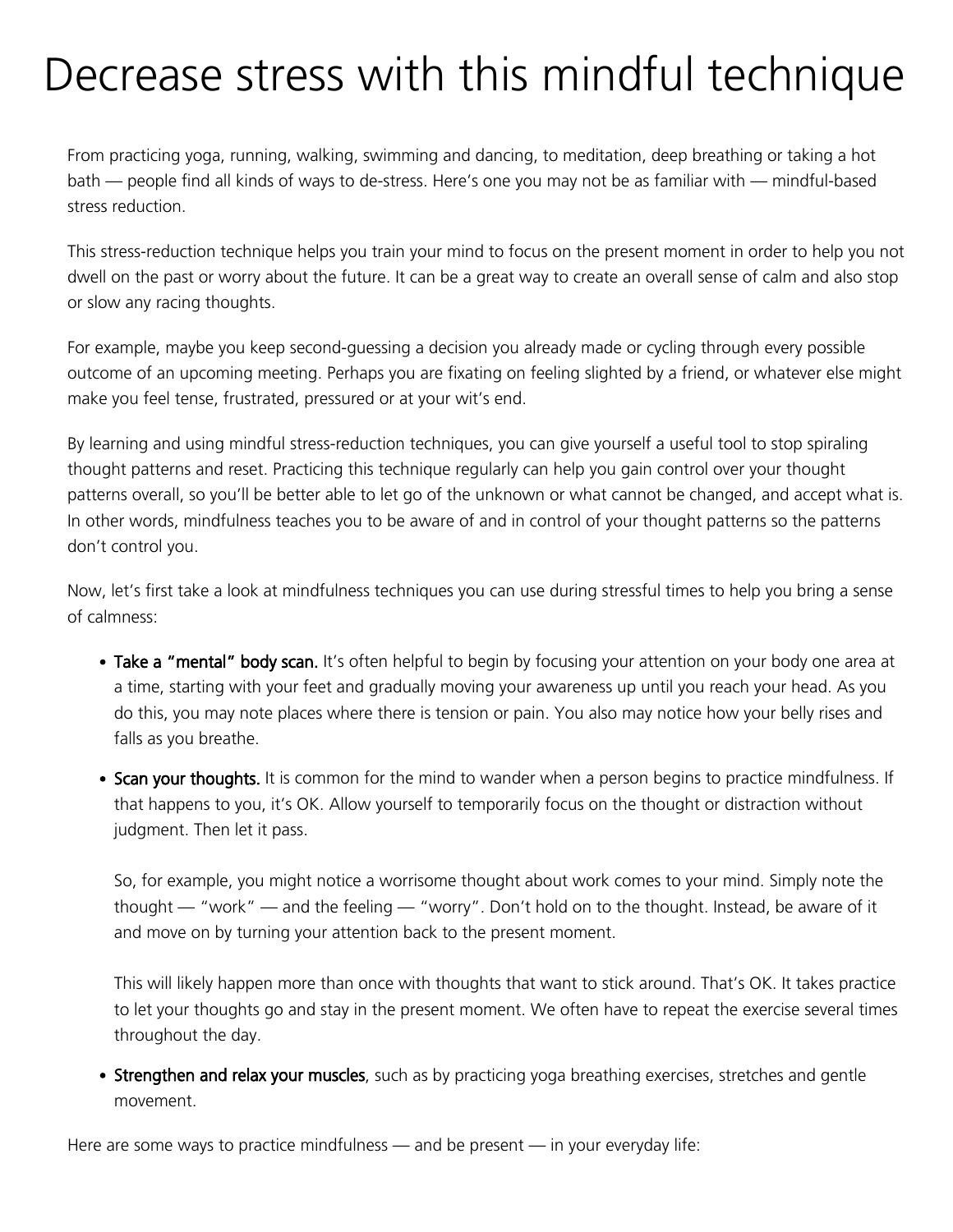# Decrease stress with this mindful technique

From practicing yoga, running, walking, swimming and dancing, to meditation, deep breathing or taking a hot bath — people find all kinds of ways to de-stress. Here's one you may not be as familiar with — mindful-based stress reduction.

This stress-reduction technique helps you train your mind to focus on the present moment in order to help you not dwell on the past or worry about the future. It can be a great way to create an overall sense of calm and also stop or slow any racing thoughts.

For example, maybe you keep second-guessing a decision you already made or cycling through every possible outcome of an upcoming meeting. Perhaps you are fixating on feeling slighted by a friend, or whatever else might make you feel tense, frustrated, pressured or at your wit's end.

By learning and using mindful stress-reduction techniques, you can give yourself a useful tool to stop spiraling thought patterns and reset. Practicing this technique regularly can help you gain control over your thought patterns overall, so you'll be better able to let go of the unknown or what cannot be changed, and accept what is. In other words, mindfulness teaches you to be aware of and in control of your thought patterns so the patterns don't control you.

Now, let's first take a look at mindfulness techniques you can use during stressful times to help you bring a sense of calmness:

- **Take a "mental" body scan.** It's often helpful to begin by focusing your attention on your body one area at a time, starting with your feet and gradually moving your awareness up until you reach your head. As you do this, you may note places where there is tension or pain. You also may notice how your belly rises and falls as you breathe.
- **Scan your thoughts.** It is common for the mind to wander when a person begins to practice mindfulness. If that happens to you, it's OK. Allow yourself to temporarily focus on the thought or distraction without judgment. Then let it pass.

  So, for example, you might notice a worrisome thought about work comes to your mind. Simply note the thought — "work" — and the feeling — "worry". Don't hold on to the thought. Instead, be aware of it and move on by turning your attention back to the present moment.

  This will likely happen more than once with thoughts that want to stick around. That's OK. It takes practice to let your thoughts go and stay in the present moment. We often have to repeat the exercise several times throughout the day.
- **Strengthen and relax your muscles**, such as by practicing yoga breathing exercises, stretches and gentle movement.

Here are some ways to practice mindfulness — and be present — in your everyday life: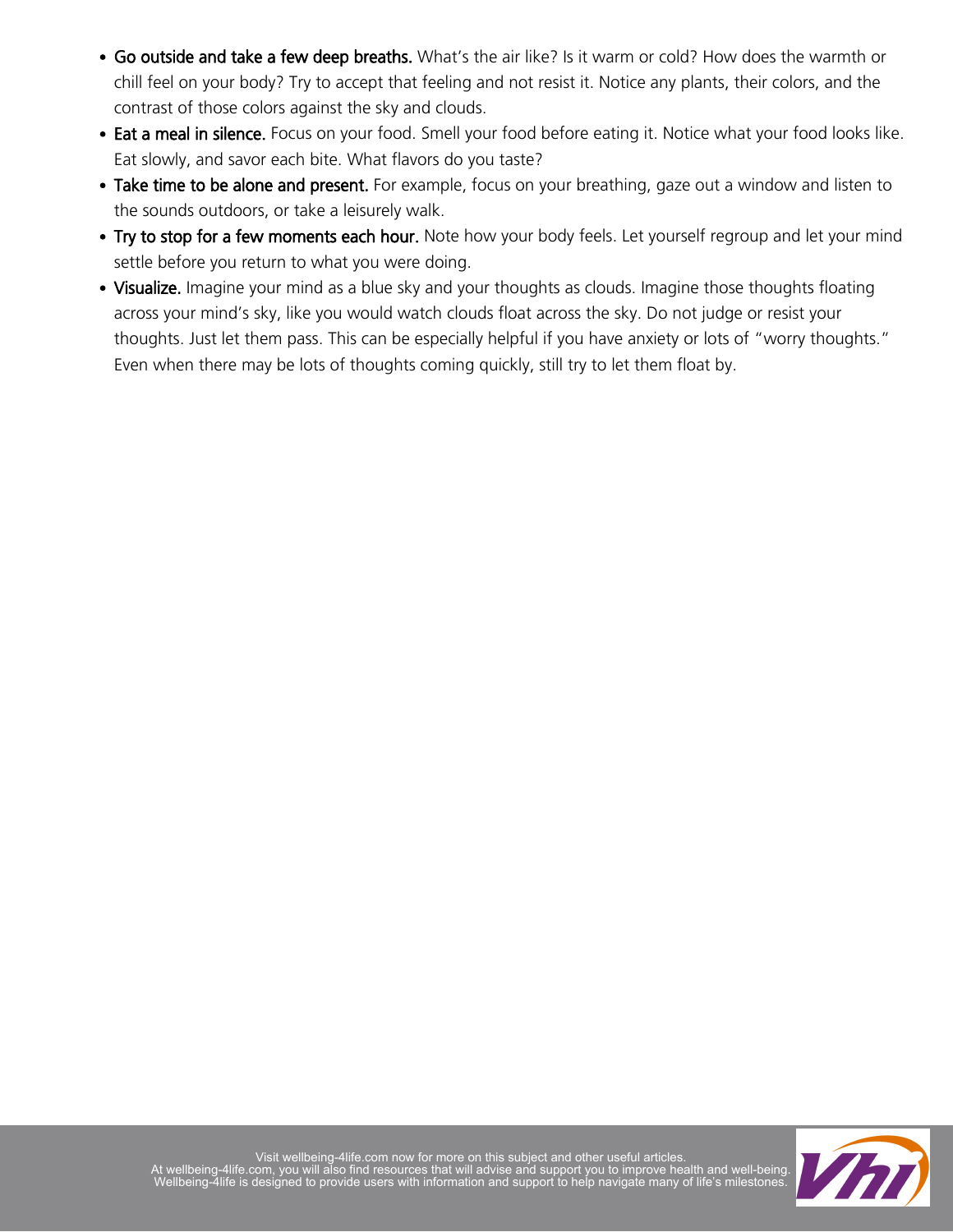- **Go outside and take a few deep breaths.** What's the air like? Is it warm or cold? How does the warmth or chill feel on your body? Try to accept that feeling and not resist it. Notice any plants, their colors, and the contrast of those colors against the sky and clouds.
- **Eat a meal in silence.** Focus on your food. Smell your food before eating it. Notice what your food looks like. Eat slowly, and savor each bite. What flavors do you taste?
- **Take time to be alone and present.** For example, focus on your breathing, gaze out a window and listen to the sounds outdoors, or take a leisurely walk.
- **Try to stop for a few moments each hour.** Note how your body feels. Let yourself regroup and let your mind settle before you return to what you were doing.
- **Visualize.** Imagine your mind as a blue sky and your thoughts as clouds. Imagine those thoughts floating across your mind's sky, like you would watch clouds float across the sky. Do not judge or resist your thoughts. Just let them pass. This can be especially helpful if you have anxiety or lots of "worry thoughts." Even when there may be lots of thoughts coming quickly, still try to let them float by.